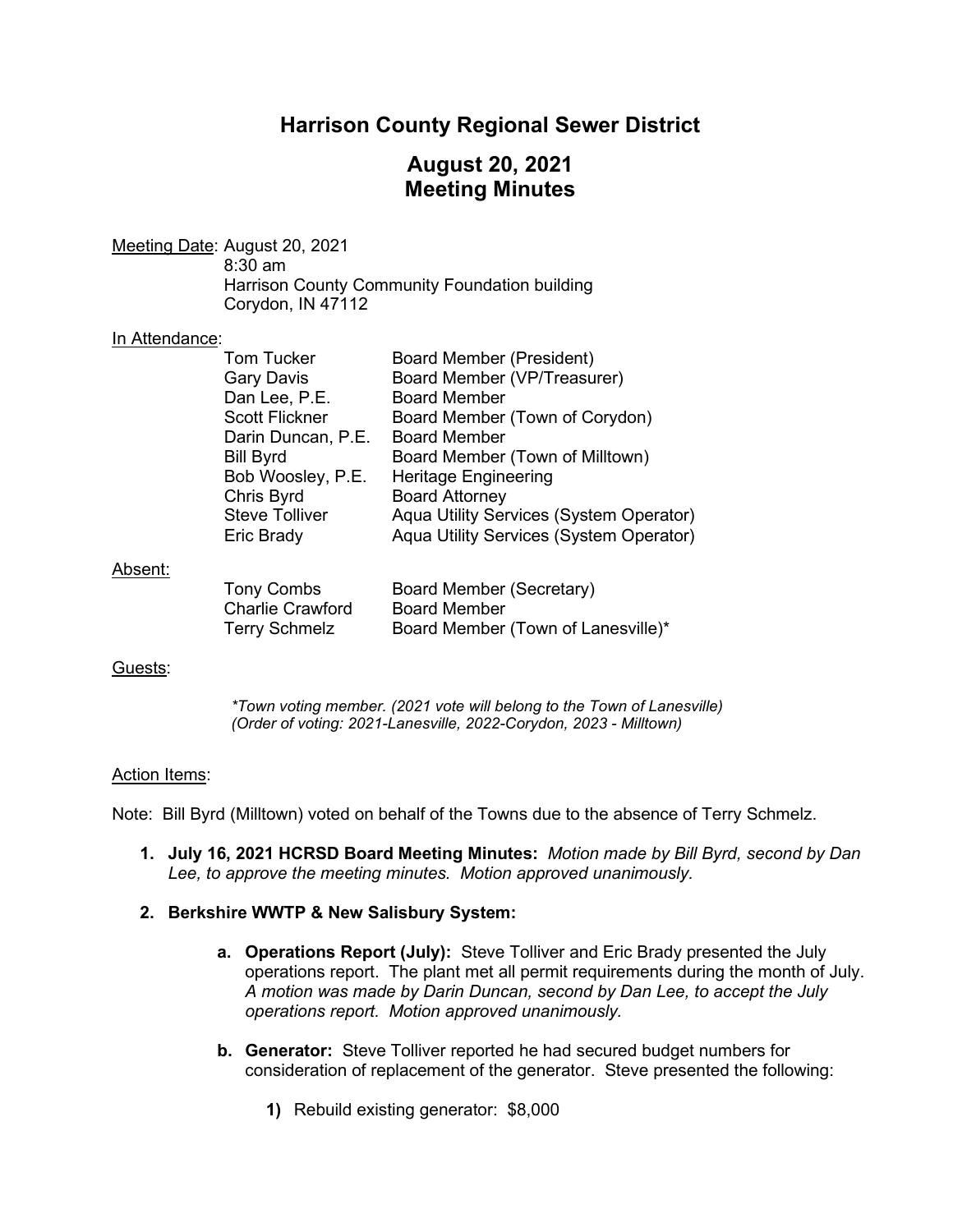# Harrison County Regional Sewer District

## August 20, 2021
## Meeting Minutes

Meeting Date: August 20, 2021
8:30 am
Harrison County Community Foundation building
Corydon, IN 47112

In Attendance:

| | |
|---|---|
| Tom Tucker | Board Member (President) |
| Gary Davis | Board Member (VP/Treasurer) |
| Dan Lee, P.E. | Board Member |
| Scott Flickner | Board Member (Town of Corydon) |
| Darin Duncan, P.E. | Board Member |
| Bill Byrd | Board Member (Town of Milltown) |
| Bob Woosley, P.E. | Heritage Engineering |
| Chris Byrd | Board Attorney |
| Steve Tolliver | Aqua Utility Services (System Operator) |
| Eric Brady | Aqua Utility Services (System Operator) |

Absent:

| | |
|---|---|
| Tony Combs | Board Member (Secretary) |
| Charlie Crawford | Board Member |
| Terry Schmelz | Board Member (Town of Lanesville)* |

Guests:

*\*Town voting member. (2021 vote will belong to the Town of Lanesville)*
*(Order of voting: 2021-Lanesville, 2022-Corydon, 2023 - Milltown)*

Action Items:

Note: Bill Byrd (Milltown) voted on behalf of the Towns due to the absence of Terry Schmelz.

1. **July 16, 2021 HCRSD Board Meeting Minutes:** *Motion made by Bill Byrd, second by Dan Lee, to approve the meeting minutes. Motion approved unanimously.*

2. **Berkshire WWTP & New Salisbury System:**

   a. **Operations Report (July):** Steve Tolliver and Eric Brady presented the July operations report. The plant met all permit requirements during the month of July. *A motion was made by Darin Duncan, second by Dan Lee, to accept the July operations report. Motion approved unanimously.*

   b. **Generator:** Steve Tolliver reported he had secured budget numbers for consideration of replacement of the generator. Steve presented the following:

      1) Rebuild existing generator: $8,000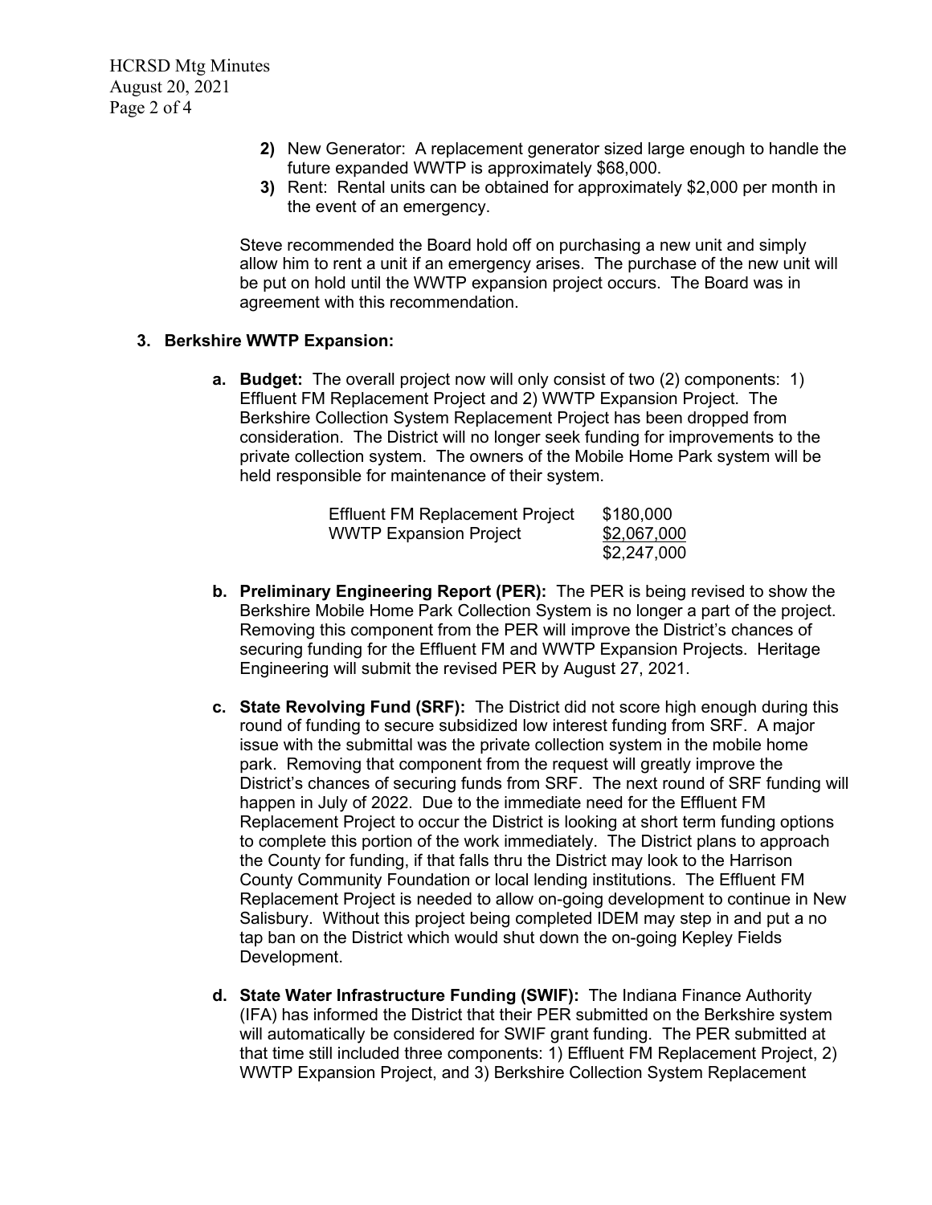2) New Generator: A replacement generator sized large enough to handle the future expanded WWTP is approximately $68,000.
3) Rent: Rental units can be obtained for approximately $2,000 per month in the event of an emergency.

Steve recommended the Board hold off on purchasing a new unit and simply allow him to rent a unit if an emergency arises. The purchase of the new unit will be put on hold until the WWTP expansion project occurs. The Board was in agreement with this recommendation.

**3. Berkshire WWTP Expansion:**

**a. Budget:** The overall project now will only consist of two (2) components: 1) Effluent FM Replacement Project and 2) WWTP Expansion Project. The Berkshire Collection System Replacement Project has been dropped from consideration. The District will no longer seek funding for improvements to the private collection system. The owners of the Mobile Home Park system will be held responsible for maintenance of their system.

| | |
|---|---|
| Effluent FM Replacement Project | $180,000 |
| WWTP Expansion Project | $2,067,000 |
| | $2,247,000 |

**b. Preliminary Engineering Report (PER):** The PER is being revised to show the Berkshire Mobile Home Park Collection System is no longer a part of the project. Removing this component from the PER will improve the District's chances of securing funding for the Effluent FM and WWTP Expansion Projects. Heritage Engineering will submit the revised PER by August 27, 2021.

**c. State Revolving Fund (SRF):** The District did not score high enough during this round of funding to secure subsidized low interest funding from SRF. A major issue with the submittal was the private collection system in the mobile home park. Removing that component from the request will greatly improve the District's chances of securing funds from SRF. The next round of SRF funding will happen in July of 2022. Due to the immediate need for the Effluent FM Replacement Project to occur the District is looking at short term funding options to complete this portion of the work immediately. The District plans to approach the County for funding, if that falls thru the District may look to the Harrison County Community Foundation or local lending institutions. The Effluent FM Replacement Project is needed to allow on-going development to continue in New Salisbury. Without this project being completed IDEM may step in and put a no tap ban on the District which would shut down the on-going Kepley Fields Development.

**d. State Water Infrastructure Funding (SWIF):** The Indiana Finance Authority (IFA) has informed the District that their PER submitted on the Berkshire system will automatically be considered for SWIF grant funding. The PER submitted at that time still included three components: 1) Effluent FM Replacement Project, 2) WWTP Expansion Project, and 3) Berkshire Collection System Replacement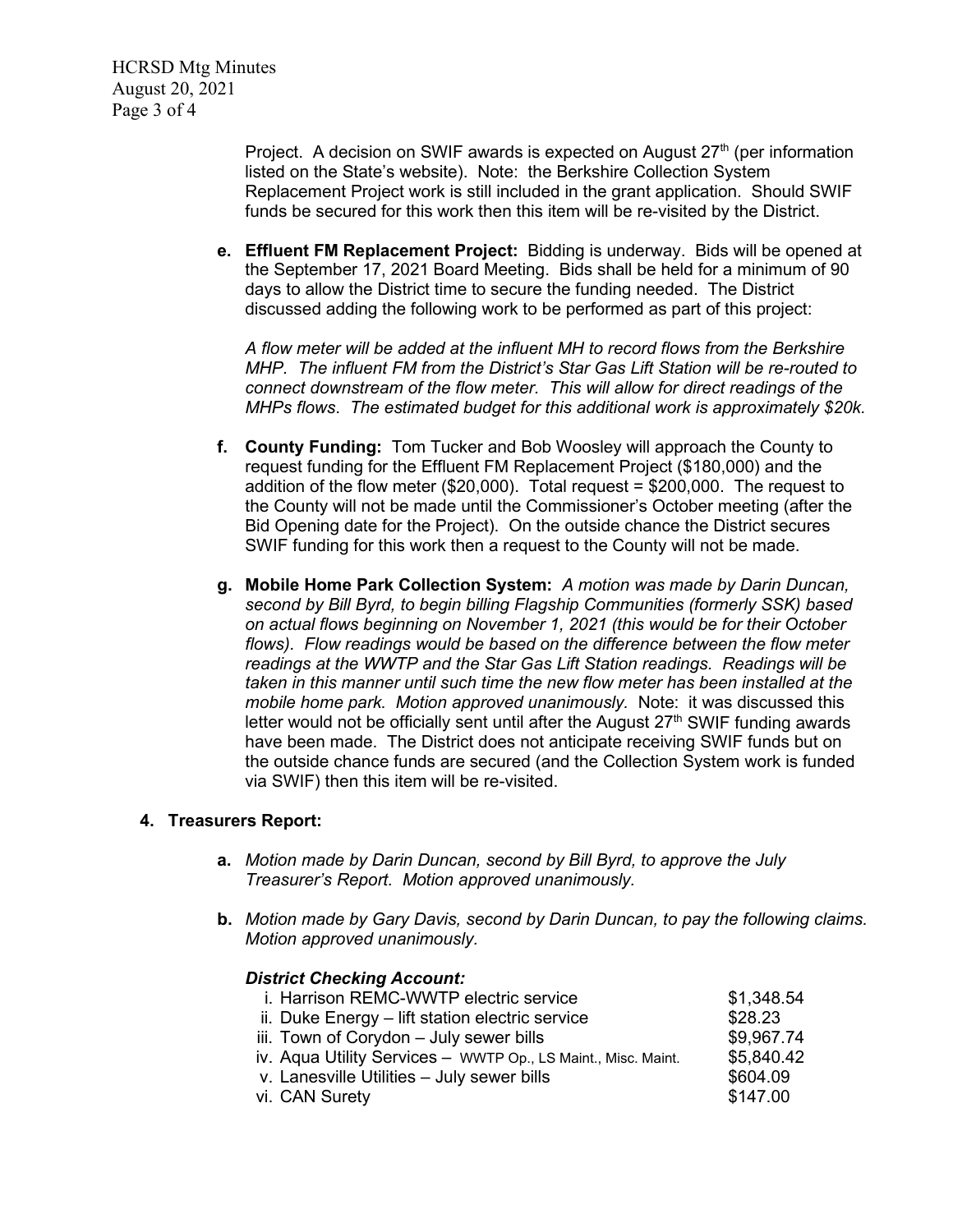Project. A decision on SWIF awards is expected on August 27th (per information listed on the State's website). Note: the Berkshire Collection System Replacement Project work is still included in the grant application. Should SWIF funds be secured for this work then this item will be re-visited by the District.

e. **Effluent FM Replacement Project:** Bidding is underway. Bids will be opened at the September 17, 2021 Board Meeting. Bids shall be held for a minimum of 90 days to allow the District time to secure the funding needed. The District discussed adding the following work to be performed as part of this project:

   *A flow meter will be added at the influent MH to record flows from the Berkshire MHP. The influent FM from the District's Star Gas Lift Station will be re-routed to connect downstream of the flow meter. This will allow for direct readings of the MHPs flows. The estimated budget for this additional work is approximately $20k.*

f. **County Funding:** Tom Tucker and Bob Woosley will approach the County to request funding for the Effluent FM Replacement Project ($180,000) and the addition of the flow meter ($20,000). Total request = $200,000. The request to the County will not be made until the Commissioner's October meeting (after the Bid Opening date for the Project). On the outside chance the District secures SWIF funding for this work then a request to the County will not be made.

g. **Mobile Home Park Collection System:** *A motion was made by Darin Duncan, second by Bill Byrd, to begin billing Flagship Communities (formerly SSK) based on actual flows beginning on November 1, 2021 (this would be for their October flows). Flow readings would be based on the difference between the flow meter readings at the WWTP and the Star Gas Lift Station readings. Readings will be taken in this manner until such time the new flow meter has been installed at the mobile home park. Motion approved unanimously.* Note: it was discussed this letter would not be officially sent until after the August 27th SWIF funding awards have been made. The District does not anticipate receiving SWIF funds but on the outside chance funds are secured (and the Collection System work is funded via SWIF) then this item will be re-visited.

## 4. Treasurers Report:

a. *Motion made by Darin Duncan, second by Bill Byrd, to approve the July Treasurer's Report. Motion approved unanimously.*

b. *Motion made by Gary Davis, second by Darin Duncan, to pay the following claims. Motion approved unanimously.*

   ***District Checking Account:***

| | |
|---|---|
| i. Harrison REMC-WWTP electric service | $1,348.54 |
| ii. Duke Energy – lift station electric service | $28.23 |
| iii. Town of Corydon – July sewer bills | $9,967.74 |
| iv. Aqua Utility Services – WWTP Op., LS Maint., Misc. Maint. | $5,840.42 |
| v. Lanesville Utilities – July sewer bills | $604.09 |
| vi. CAN Surety | $147.00 |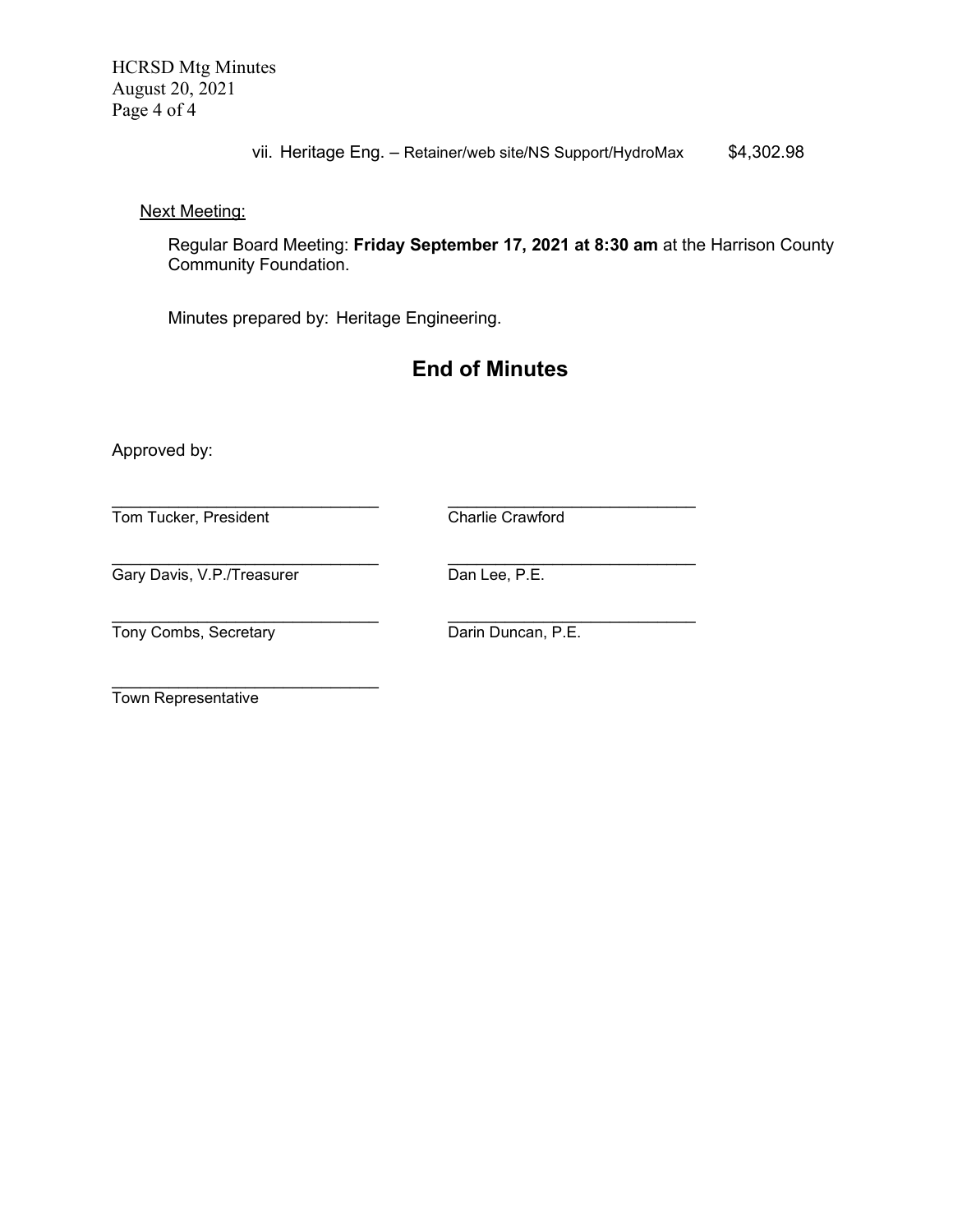vii. Heritage Eng. – Retainer/web site/NS Support/HydroMax $4,302.98

Next Meeting:

Regular Board Meeting: **Friday September 17, 2021 at 8:30 am** at the Harrison County Community Foundation.

Minutes prepared by: Heritage Engineering.

## End of Minutes

Approved by:

| | |
|---|---|
| ____________________________ | ____________________________ |
| Tom Tucker, President | Charlie Crawford |
| ____________________________ | ____________________________ |
| Gary Davis, V.P./Treasurer | Dan Lee, P.E. |
| ____________________________ | ____________________________ |
| Tony Combs, Secretary | Darin Duncan, P.E. |
| ____________________________ | |
| Town Representative | |